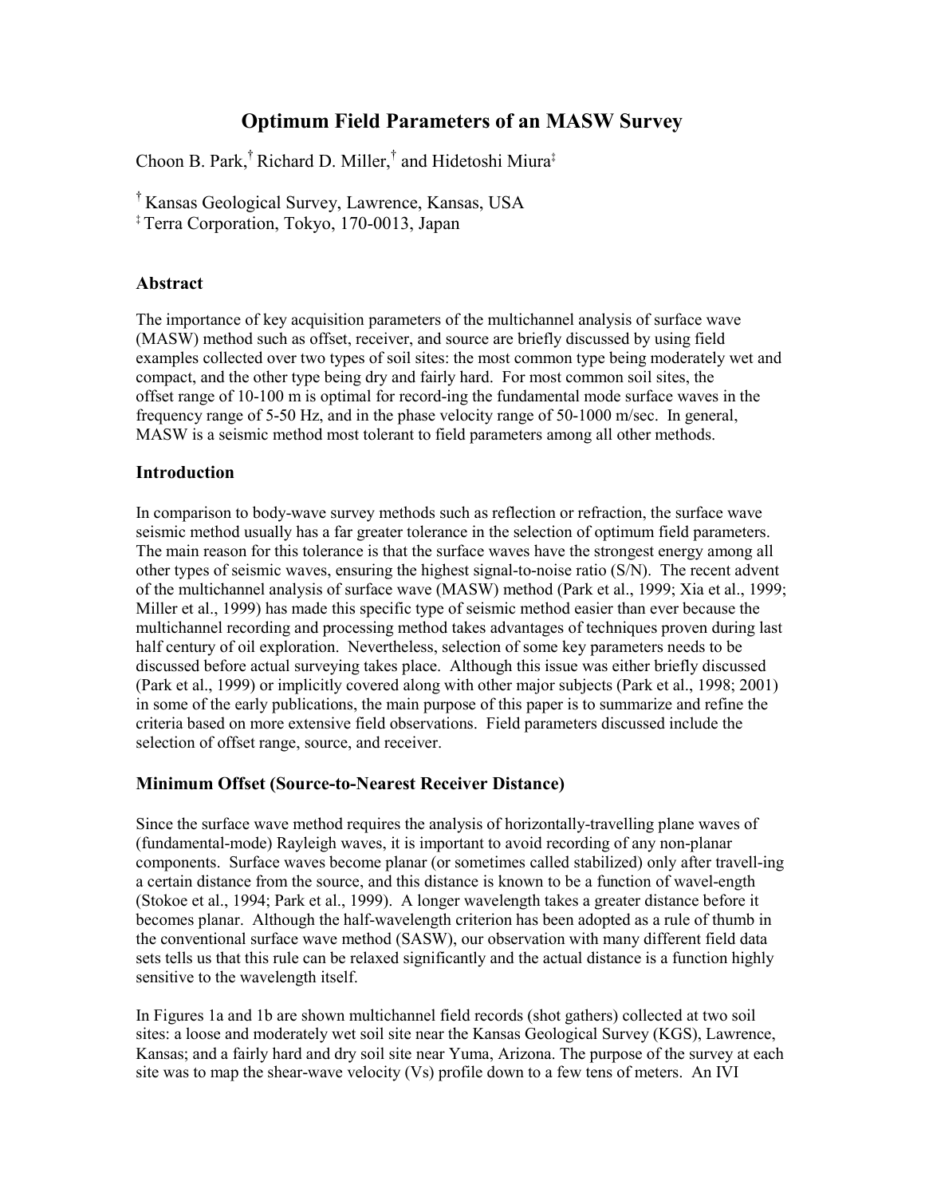# Optimum Field Parameters of an MASW Survey

Choon B. Park,[†] Richard D. Miller,[†] and Hidetoshi Miura[‡]

[†] Kansas Geological Survey, Lawrence, Kansas, USA
[‡] Terra Corporation, Tokyo, 170-0013, Japan

## Abstract

The importance of key acquisition parameters of the multichannel analysis of surface wave (MASW) method such as offset, receiver, and source are briefly discussed by using field examples collected over two types of soil sites: the most common type being moderately wet and compact, and the other type being dry and fairly hard. For most common soil sites, the offset range of 10-100 m is optimal for record-ing the fundamental mode surface waves in the frequency range of 5-50 Hz, and in the phase velocity range of 50-1000 m/sec. In general, MASW is a seismic method most tolerant to field parameters among all other methods.

## Introduction

In comparison to body-wave survey methods such as reflection or refraction, the surface wave seismic method usually has a far greater tolerance in the selection of optimum field parameters. The main reason for this tolerance is that the surface waves have the strongest energy among all other types of seismic waves, ensuring the highest signal-to-noise ratio (S/N). The recent advent of the multichannel analysis of surface wave (MASW) method (Park et al., 1999; Xia et al., 1999; Miller et al., 1999) has made this specific type of seismic method easier than ever because the multichannel recording and processing method takes advantages of techniques proven during last half century of oil exploration. Nevertheless, selection of some key parameters needs to be discussed before actual surveying takes place. Although this issue was either briefly discussed (Park et al., 1999) or implicitly covered along with other major subjects (Park et al., 1998; 2001) in some of the early publications, the main purpose of this paper is to summarize and refine the criteria based on more extensive field observations. Field parameters discussed include the selection of offset range, source, and receiver.

## Minimum Offset (Source-to-Nearest Receiver Distance)

Since the surface wave method requires the analysis of horizontally-travelling plane waves of (fundamental-mode) Rayleigh waves, it is important to avoid recording of any non-planar components. Surface waves become planar (or sometimes called stabilized) only after travell-ing a certain distance from the source, and this distance is known to be a function of wavel-ength (Stokoe et al., 1994; Park et al., 1999). A longer wavelength takes a greater distance before it becomes planar. Although the half-wavelength criterion has been adopted as a rule of thumb in the conventional surface wave method (SASW), our observation with many different field data sets tells us that this rule can be relaxed significantly and the actual distance is a function highly sensitive to the wavelength itself.

In Figures 1a and 1b are shown multichannel field records (shot gathers) collected at two soil sites: a loose and moderately wet soil site near the Kansas Geological Survey (KGS), Lawrence, Kansas; and a fairly hard and dry soil site near Yuma, Arizona. The purpose of the survey at each site was to map the shear-wave velocity (Vs) profile down to a few tens of meters. An IVI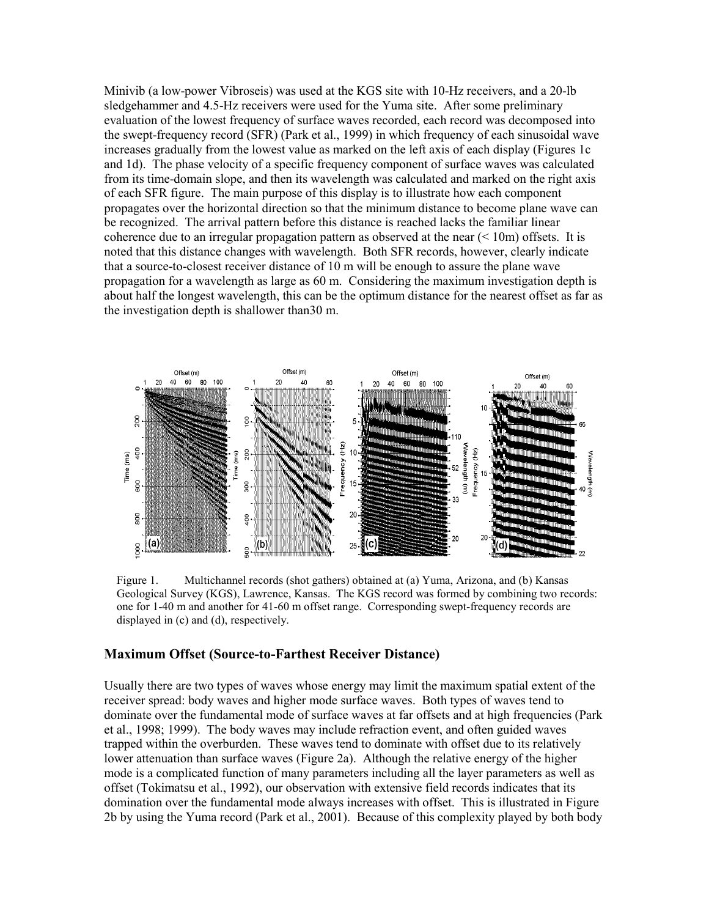Minivib (a low-power Vibroseis) was used at the KGS site with 10-Hz receivers, and a 20-lb sledgehammer and 4.5-Hz receivers were used for the Yuma site. After some preliminary evaluation of the lowest frequency of surface waves recorded, each record was decomposed into the swept-frequency record (SFR) (Park et al., 1999) in which frequency of each sinusoidal wave increases gradually from the lowest value as marked on the left axis of each display (Figures 1c and 1d). The phase velocity of a specific frequency component of surface waves was calculated from its time-domain slope, and then its wavelength was calculated and marked on the right axis of each SFR figure. The main purpose of this display is to illustrate how each component propagates over the horizontal direction so that the minimum distance to become plane wave can be recognized. The arrival pattern before this distance is reached lacks the familiar linear coherence due to an irregular propagation pattern as observed at the near (< 10m) offsets. It is noted that this distance changes with wavelength. Both SFR records, however, clearly indicate that a source-to-closest receiver distance of 10 m will be enough to assure the plane wave propagation for a wavelength as large as 60 m. Considering the maximum investigation depth is about half the longest wavelength, this can be the optimum distance for the nearest offset as far as the investigation depth is shallower than30 m.

Figure 1. Multichannel records (shot gathers) obtained at (a) Yuma, Arizona, and (b) Kansas Geological Survey (KGS), Lawrence, Kansas. The KGS record was formed by combining two records: one for 1-40 m and another for 41-60 m offset range. Corresponding swept-frequency records are displayed in (c) and (d), respectively.

## Maximum Offset (Source-to-Farthest Receiver Distance)

Usually there are two types of waves whose energy may limit the maximum spatial extent of the receiver spread: body waves and higher mode surface waves. Both types of waves tend to dominate over the fundamental mode of surface waves at far offsets and at high frequencies (Park et al., 1998; 1999). The body waves may include refraction event, and often guided waves trapped within the overburden. These waves tend to dominate with offset due to its relatively lower attenuation than surface waves (Figure 2a). Although the relative energy of the higher mode is a complicated function of many parameters including all the layer parameters as well as offset (Tokimatsu et al., 1992), our observation with extensive field records indicates that its domination over the fundamental mode always increases with offset. This is illustrated in Figure 2b by using the Yuma record (Park et al., 2001). Because of this complexity played by both body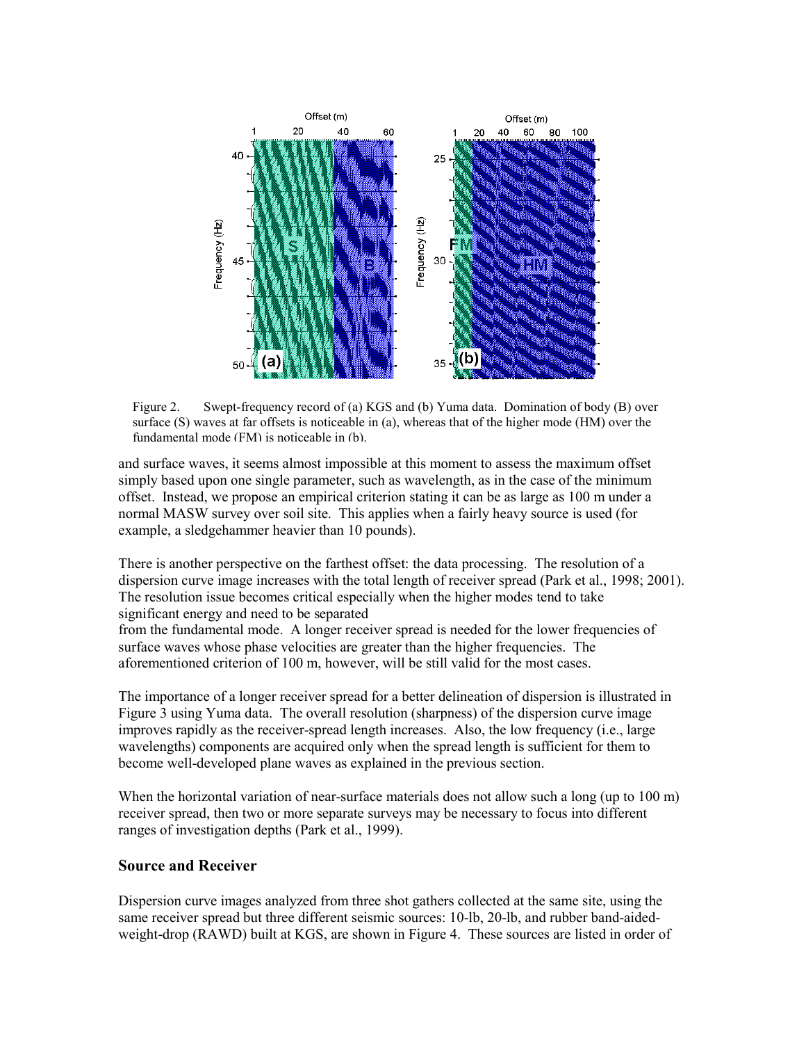Figure 2. Swept-frequency record of (a) KGS and (b) Yuma data. Domination of body (B) over surface (S) waves at far offsets is noticeable in (a), whereas that of the higher mode (HM) over the fundamental mode (FM) is noticeable in (b).

and surface waves, it seems almost impossible at this moment to assess the maximum offset simply based upon one single parameter, such as wavelength, as in the case of the minimum offset. Instead, we propose an empirical criterion stating it can be as large as 100 m under a normal MASW survey over soil site. This applies when a fairly heavy source is used (for example, a sledgehammer heavier than 10 pounds).

There is another perspective on the farthest offset: the data processing. The resolution of a dispersion curve image increases with the total length of receiver spread (Park et al., 1998; 2001). The resolution issue becomes critical especially when the higher modes tend to take significant energy and need to be separated from the fundamental mode. A longer receiver spread is needed for the lower frequencies of surface waves whose phase velocities are greater than the higher frequencies. The aforementioned criterion of 100 m, however, will be still valid for the most cases.

The importance of a longer receiver spread for a better delineation of dispersion is illustrated in Figure 3 using Yuma data. The overall resolution (sharpness) of the dispersion curve image improves rapidly as the receiver-spread length increases. Also, the low frequency (i.e., large wavelengths) components are acquired only when the spread length is sufficient for them to become well-developed plane waves as explained in the previous section.

When the horizontal variation of near-surface materials does not allow such a long (up to 100 m) receiver spread, then two or more separate surveys may be necessary to focus into different ranges of investigation depths (Park et al., 1999).

## Source and Receiver

Dispersion curve images analyzed from three shot gathers collected at the same site, using the same receiver spread but three different seismic sources: 10-lb, 20-lb, and rubber band-aided-weight-drop (RAWD) built at KGS, are shown in Figure 4. These sources are listed in order of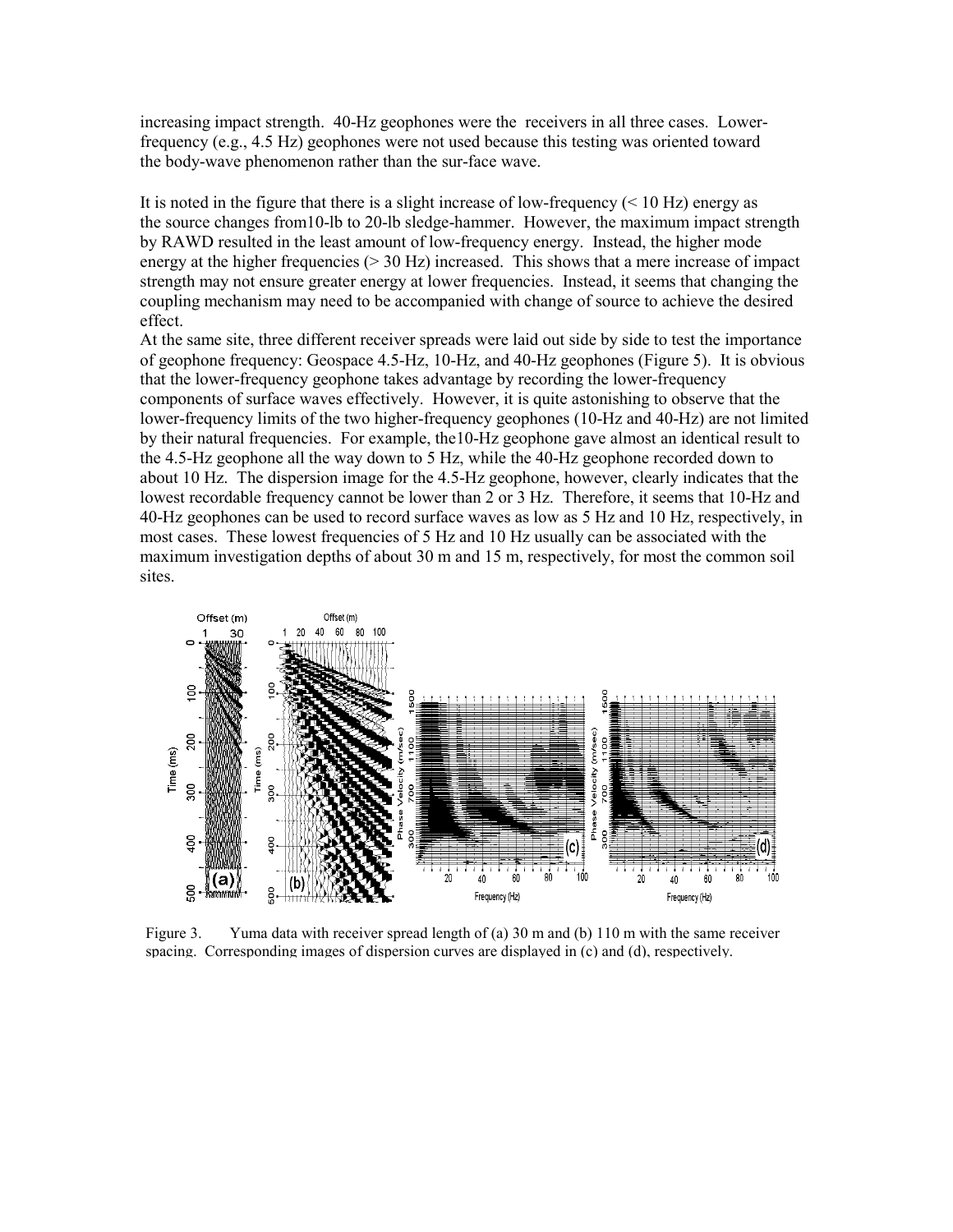increasing impact strength. 40-Hz geophones were the receivers in all three cases. Lower-frequency (e.g., 4.5 Hz) geophones were not used because this testing was oriented toward the body-wave phenomenon rather than the sur-face wave.

It is noted in the figure that there is a slight increase of low-frequency (< 10 Hz) energy as the source changes from10-lb to 20-lb sledge-hammer. However, the maximum impact strength by RAWD resulted in the least amount of low-frequency energy. Instead, the higher mode energy at the higher frequencies (> 30 Hz) increased. This shows that a mere increase of impact strength may not ensure greater energy at lower frequencies. Instead, it seems that changing the coupling mechanism may need to be accompanied with change of source to achieve the desired effect.

At the same site, three different receiver spreads were laid out side by side to test the importance of geophone frequency: Geospace 4.5-Hz, 10-Hz, and 40-Hz geophones (Figure 5). It is obvious that the lower-frequency geophone takes advantage by recording the lower-frequency components of surface waves effectively. However, it is quite astonishing to observe that the lower-frequency limits of the two higher-frequency geophones (10-Hz and 40-Hz) are not limited by their natural frequencies. For example, the10-Hz geophone gave almost an identical result to the 4.5-Hz geophone all the way down to 5 Hz, while the 40-Hz geophone recorded down to about 10 Hz. The dispersion image for the 4.5-Hz geophone, however, clearly indicates that the lowest recordable frequency cannot be lower than 2 or 3 Hz. Therefore, it seems that 10-Hz and 40-Hz geophones can be used to record surface waves as low as 5 Hz and 10 Hz, respectively, in most cases. These lowest frequencies of 5 Hz and 10 Hz usually can be associated with the maximum investigation depths of about 30 m and 15 m, respectively, for most the common soil sites.

Figure 3. Yuma data with receiver spread length of (a) 30 m and (b) 110 m with the same receiver spacing. Corresponding images of dispersion curves are displayed in (c) and (d), respectively.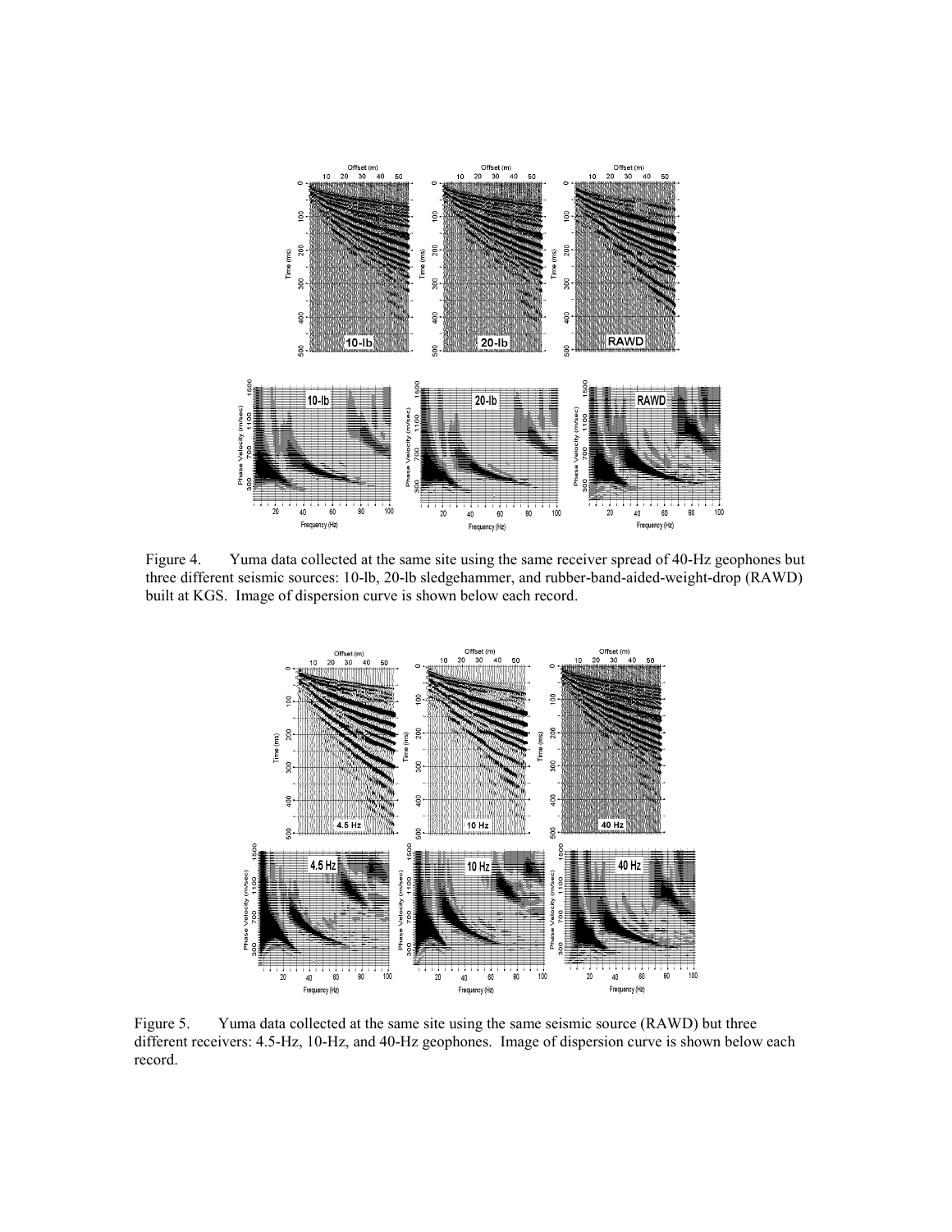Figure 4. Yuma data collected at the same site using the same receiver spread of 40-Hz geophones but three different seismic sources: 10-lb, 20-lb sledgehammer, and rubber-band-aided-weight-drop (RAWD) built at KGS. Image of dispersion curve is shown below each record.

Figure 5. Yuma data collected at the same site using the same seismic source (RAWD) but three different receivers: 4.5-Hz, 10-Hz, and 40-Hz geophones. Image of dispersion curve is shown below each record.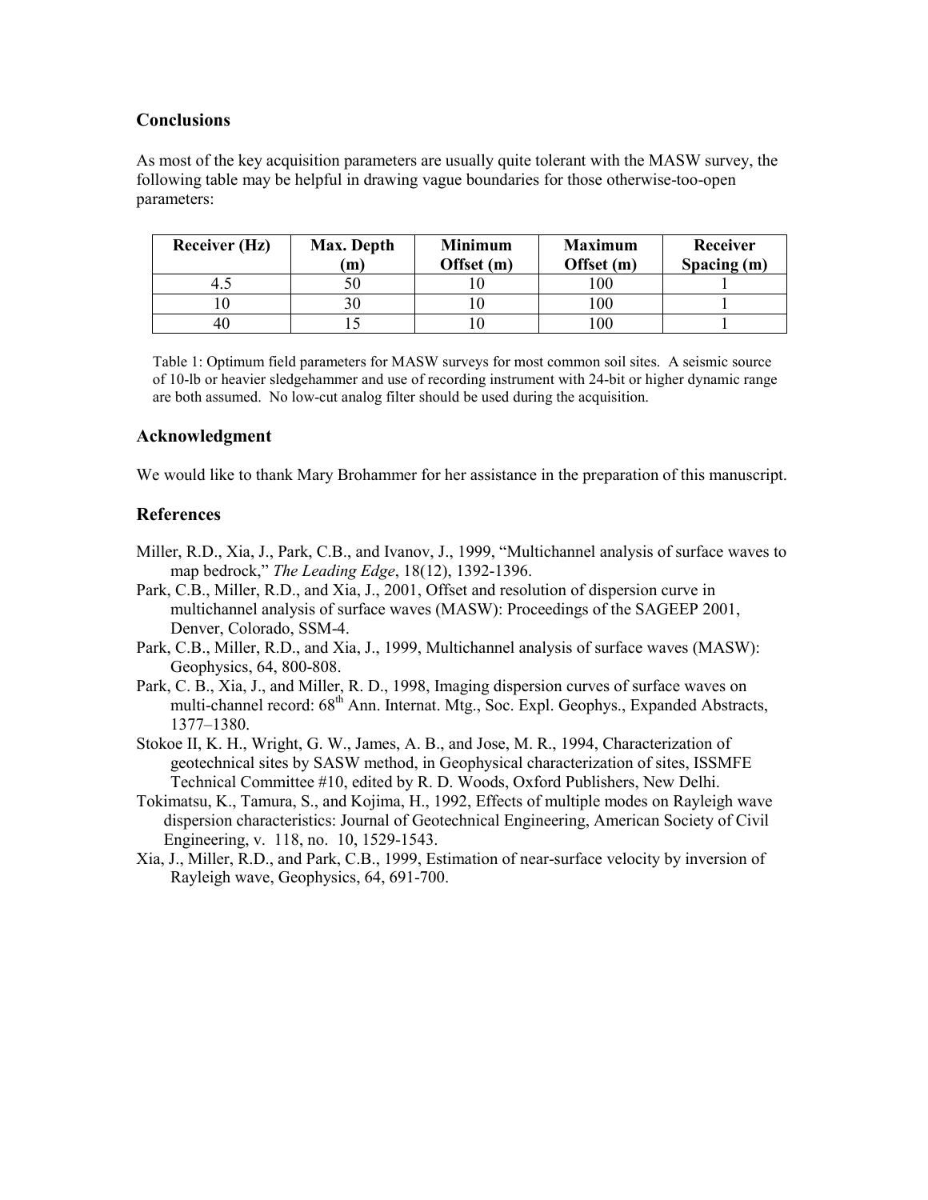## Conclusions

As most of the key acquisition parameters are usually quite tolerant with the MASW survey, the following table may be helpful in drawing vague boundaries for those otherwise-too-open parameters:

| Receiver (Hz) | Max. Depth (m) | Minimum Offset (m) | Maximum Offset (m) | Receiver Spacing (m) |
|---|---|---|---|---|
| 4.5 | 50 | 10 | 100 | 1 |
| 10 | 30 | 10 | 100 | 1 |
| 40 | 15 | 10 | 100 | 1 |

Table 1: Optimum field parameters for MASW surveys for most common soil sites. A seismic source of 10-lb or heavier sledgehammer and use of recording instrument with 24-bit or higher dynamic range are both assumed. No low-cut analog filter should be used during the acquisition.

## Acknowledgment

We would like to thank Mary Brohammer for her assistance in the preparation of this manuscript.

## References

Miller, R.D., Xia, J., Park, C.B., and Ivanov, J., 1999, "Multichannel analysis of surface waves to map bedrock," *The Leading Edge*, 18(12), 1392-1396.

Park, C.B., Miller, R.D., and Xia, J., 2001, Offset and resolution of dispersion curve in multichannel analysis of surface waves (MASW): Proceedings of the SAGEEP 2001, Denver, Colorado, SSM-4.

Park, C.B., Miller, R.D., and Xia, J., 1999, Multichannel analysis of surface waves (MASW): Geophysics, 64, 800-808.

Park, C. B., Xia, J., and Miller, R. D., 1998, Imaging dispersion curves of surface waves on multi-channel record: 68th Ann. Internat. Mtg., Soc. Expl. Geophys., Expanded Abstracts, 1377–1380.

Stokoe II, K. H., Wright, G. W., James, A. B., and Jose, M. R., 1994, Characterization of geotechnical sites by SASW method, in Geophysical characterization of sites, ISSMFE Technical Committee #10, edited by R. D. Woods, Oxford Publishers, New Delhi.

Tokimatsu, K., Tamura, S., and Kojima, H., 1992, Effects of multiple modes on Rayleigh wave dispersion characteristics: Journal of Geotechnical Engineering, American Society of Civil Engineering, v. 118, no. 10, 1529-1543.

Xia, J., Miller, R.D., and Park, C.B., 1999, Estimation of near-surface velocity by inversion of Rayleigh wave, Geophysics, 64, 691-700.